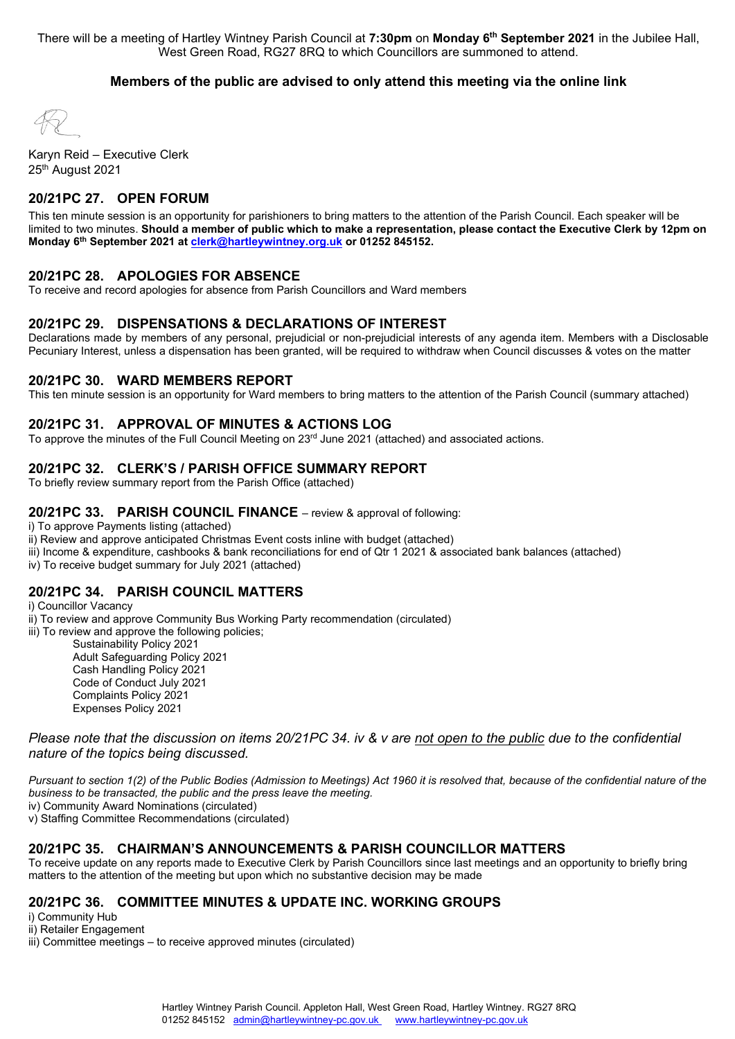There will be a meeting of Hartley Wintney Parish Council at **7:30pm** on **Monday 6th September 2021** in the Jubilee Hall, West Green Road, RG27 8RQ to which Councillors are summoned to attend.

**Members of the public are advised to only attend this meeting via the online link**

Karyn Reid – Executive Clerk
25th August 2021

## 20/21PC 27. OPEN FORUM

This ten minute session is an opportunity for parishioners to bring matters to the attention of the Parish Council. Each speaker will be limited to two minutes. **Should a member of public which to make a representation, please contact the Executive Clerk by 12pm on Monday 6th September 2021 at clerk@hartleywintney.org.uk or 01252 845152.**

## 20/21PC 28. APOLOGIES FOR ABSENCE

To receive and record apologies for absence from Parish Councillors and Ward members

## 20/21PC 29. DISPENSATIONS & DECLARATIONS OF INTEREST

Declarations made by members of any personal, prejudicial or non-prejudicial interests of any agenda item. Members with a Disclosable Pecuniary Interest, unless a dispensation has been granted, will be required to withdraw when Council discusses & votes on the matter

## 20/21PC 30. WARD MEMBERS REPORT

This ten minute session is an opportunity for Ward members to bring matters to the attention of the Parish Council (summary attached)

## 20/21PC 31. APPROVAL OF MINUTES & ACTIONS LOG

To approve the minutes of the Full Council Meeting on 23rd June 2021 (attached) and associated actions.

## 20/21PC 32. CLERK'S / PARISH OFFICE SUMMARY REPORT

To briefly review summary report from the Parish Office (attached)

## 20/21PC 33. PARISH COUNCIL FINANCE – review & approval of following:

i) To approve Payments listing (attached)
ii) Review and approve anticipated Christmas Event costs inline with budget (attached)
iii) Income & expenditure, cashbooks & bank reconciliations for end of Qtr 1 2021 & associated bank balances (attached)
iv) To receive budget summary for July 2021 (attached)

## 20/21PC 34. PARISH COUNCIL MATTERS

i) Councillor Vacancy
ii) To review and approve Community Bus Working Party recommendation (circulated)
iii) To review and approve the following policies;

- Sustainability Policy 2021
- Adult Safeguarding Policy 2021
- Cash Handling Policy 2021
- Code of Conduct July 2021
- Complaints Policy 2021
- Expenses Policy 2021

*Please note that the discussion on items 20/21PC 34. iv & v are not open to the public due to the confidential nature of the topics being discussed.*

*Pursuant to section 1(2) of the Public Bodies (Admission to Meetings) Act 1960 it is resolved that, because of the confidential nature of the business to be transacted, the public and the press leave the meeting.*

iv) Community Award Nominations (circulated)
v) Staffing Committee Recommendations (circulated)

## 20/21PC 35. CHAIRMAN'S ANNOUNCEMENTS & PARISH COUNCILLOR MATTERS

To receive update on any reports made to Executive Clerk by Parish Councillors since last meetings and an opportunity to briefly bring matters to the attention of the meeting but upon which no substantive decision may be made

## 20/21PC 36. COMMITTEE MINUTES & UPDATE INC. WORKING GROUPS

i) Community Hub
ii) Retailer Engagement
iii) Committee meetings – to receive approved minutes (circulated)

Hartley Wintney Parish Council. Appleton Hall, West Green Road, Hartley Wintney. RG27 8RQ
01252 845152 admin@hartleywintney-pc.gov.uk www.hartleywintney-pc.gov.uk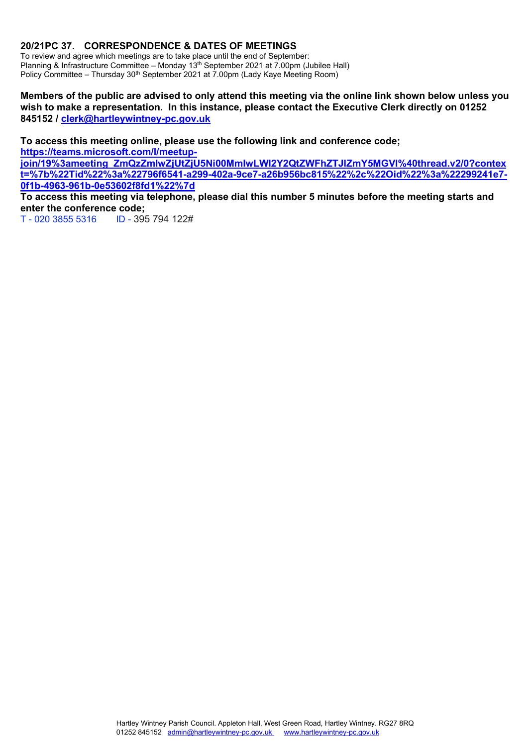## 20/21PC 37. CORRESPONDENCE & DATES OF MEETINGS

To review and agree which meetings are to take place until the end of September:
Planning & Infrastructure Committee – Monday 13th September 2021 at 7.00pm (Jubilee Hall)
Policy Committee – Thursday 30th September 2021 at 7.00pm (Lady Kaye Meeting Room)

**Members of the public are advised to only attend this meeting via the online link shown below unless you wish to make a representation. In this instance, please contact the Executive Clerk directly on 01252 845152 / clerk@hartleywintney-pc.gov.uk**

**To access this meeting online, please use the following link and conference code;**
**https://teams.microsoft.com/l/meetup-join/19%3ameeting_ZmQzZmIwZjUtZjU5Ni00MmIwLWI2Y2QtZWFhZTJlZmY5MGVl%40thread.v2/0?context=%7b%22Tid%22%3a%22796f6541-a299-402a-9ce7-a26b956bc815%22%2c%22Oid%22%3a%22299241e7-0f1b-4963-961b-0e53602f8fd1%22%7d**

**To access this meeting via telephone, please dial this number 5 minutes before the meeting starts and enter the conference code;**
T - 020 3855 5316 ID - 395 794 122#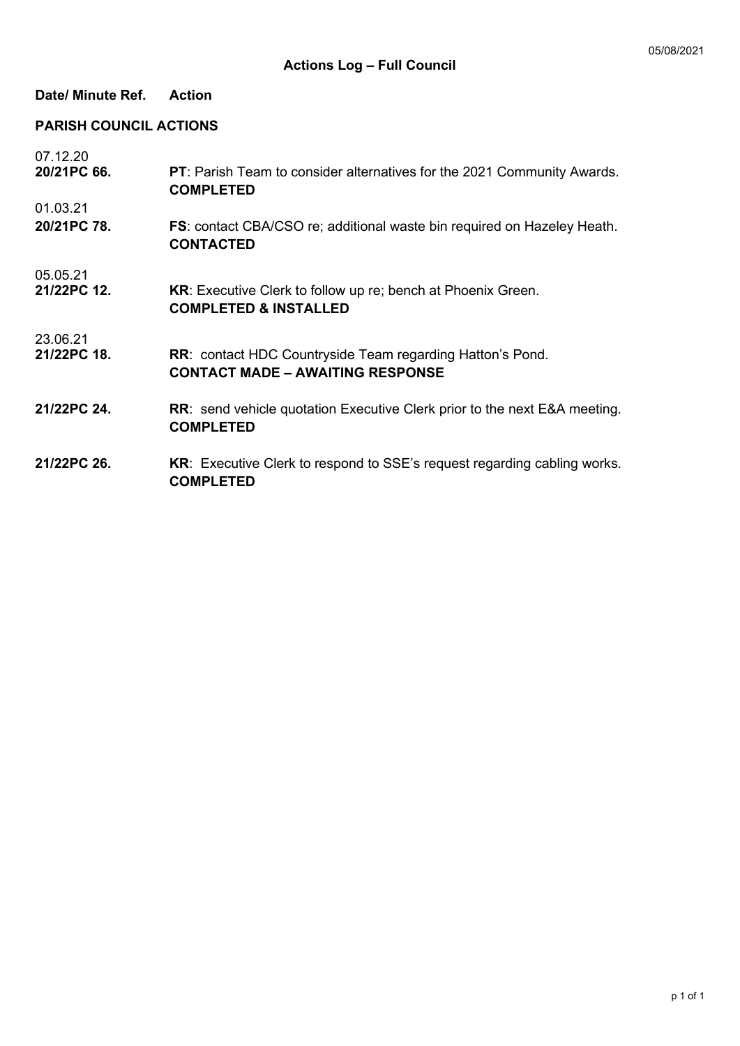05/08/2021

## Actions Log – Full Council

| Date/ Minute Ref. | Action |
| --- | --- |
| **PARISH COUNCIL ACTIONS** | |
| 07.12.20 | |
| **20/21PC 66.** | **PT**: Parish Team to consider alternatives for the 2021 Community Awards. **COMPLETED** |
| 01.03.21 | |
| **20/21PC 78.** | **FS**: contact CBA/CSO re; additional waste bin required on Hazeley Heath. **CONTACTED** |
| 05.05.21 | |
| **21/22PC 12.** | **KR**: Executive Clerk to follow up re; bench at Phoenix Green. **COMPLETED & INSTALLED** |
| 23.06.21 | |
| **21/22PC 18.** | **RR**: contact HDC Countryside Team regarding Hatton's Pond. **CONTACT MADE – AWAITING RESPONSE** |
| **21/22PC 24.** | **RR**: send vehicle quotation Executive Clerk prior to the next E&A meeting. **COMPLETED** |
| **21/22PC 26.** | **KR**: Executive Clerk to respond to SSE's request regarding cabling works. **COMPLETED** |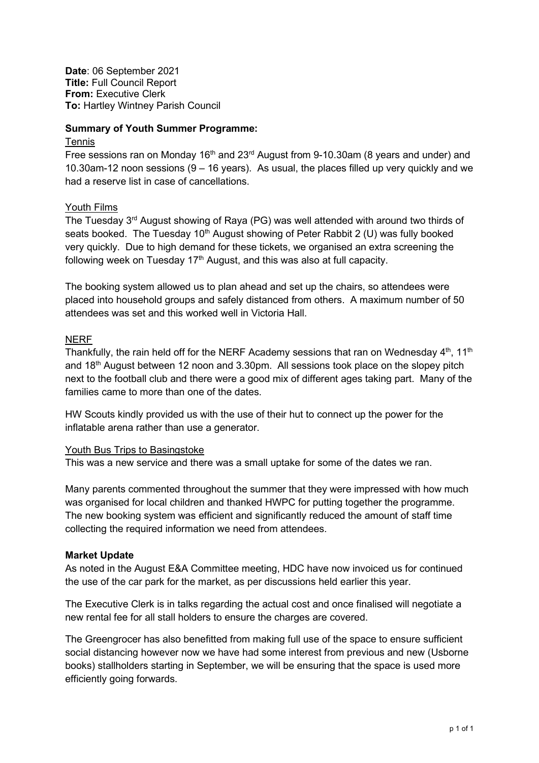**Date**: 06 September 2021
**Title:** Full Council Report
**From:** Executive Clerk
**To:** Hartley Wintney Parish Council

**Summary of Youth Summer Programme:**

Tennis

Free sessions ran on Monday 16th and 23rd August from 9-10.30am (8 years and under) and 10.30am-12 noon sessions (9 – 16 years). As usual, the places filled up very quickly and we had a reserve list in case of cancellations.

Youth Films

The Tuesday 3rd August showing of Raya (PG) was well attended with around two thirds of seats booked. The Tuesday 10th August showing of Peter Rabbit 2 (U) was fully booked very quickly. Due to high demand for these tickets, we organised an extra screening the following week on Tuesday 17th August, and this was also at full capacity.

The booking system allowed us to plan ahead and set up the chairs, so attendees were placed into household groups and safely distanced from others. A maximum number of 50 attendees was set and this worked well in Victoria Hall.

NERF

Thankfully, the rain held off for the NERF Academy sessions that ran on Wednesday 4th, 11th and 18th August between 12 noon and 3.30pm. All sessions took place on the slopey pitch next to the football club and there were a good mix of different ages taking part. Many of the families came to more than one of the dates.

HW Scouts kindly provided us with the use of their hut to connect up the power for the inflatable arena rather than use a generator.

Youth Bus Trips to Basingstoke

This was a new service and there was a small uptake for some of the dates we ran.

Many parents commented throughout the summer that they were impressed with how much was organised for local children and thanked HWPC for putting together the programme. The new booking system was efficient and significantly reduced the amount of staff time collecting the required information we need from attendees.

**Market Update**

As noted in the August E&A Committee meeting, HDC have now invoiced us for continued the use of the car park for the market, as per discussions held earlier this year.

The Executive Clerk is in talks regarding the actual cost and once finalised will negotiate a new rental fee for all stall holders to ensure the charges are covered.

The Greengrocer has also benefitted from making full use of the space to ensure sufficient social distancing however now we have had some interest from previous and new (Usborne books) stallholders starting in September, we will be ensuring that the space is used more efficiently going forwards.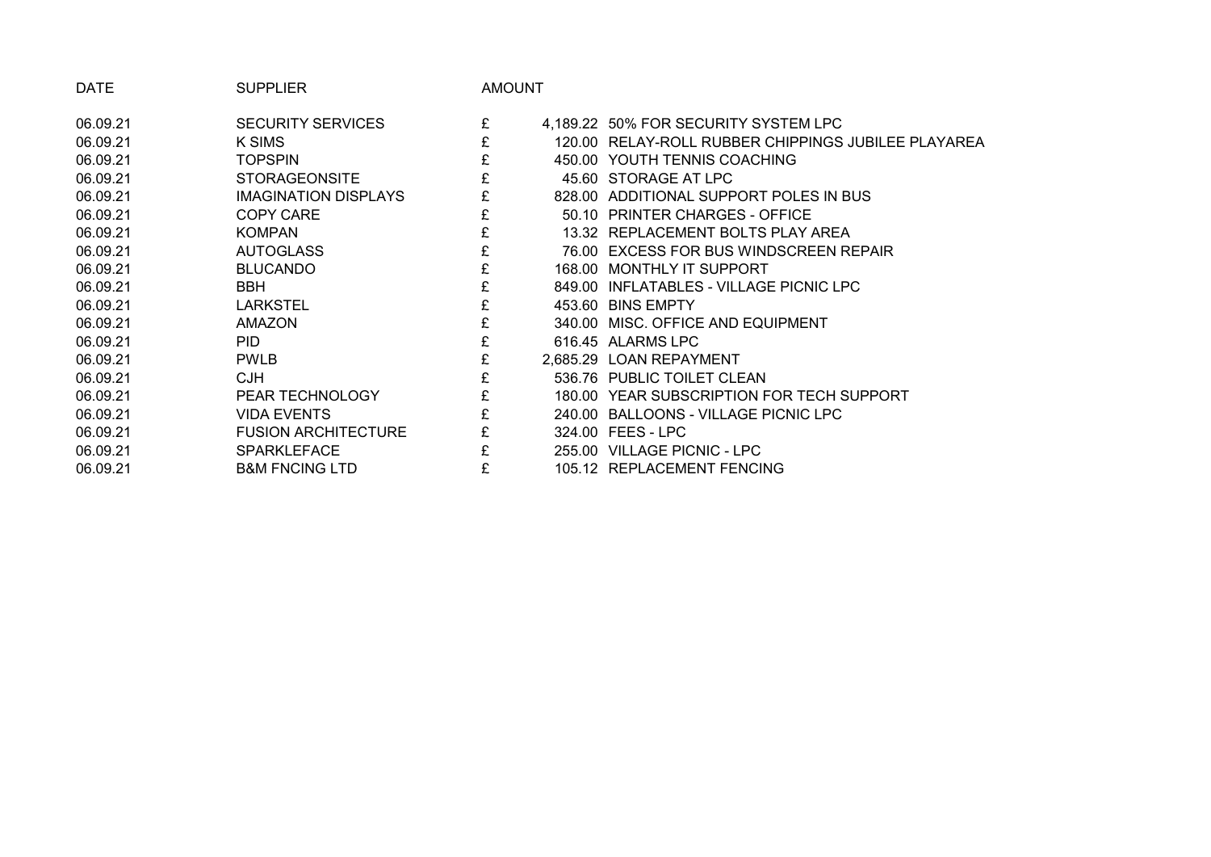| DATE | SUPPLIER | AMOUNT | | |
|---|---|---|---|---|
| 06.09.21 | SECURITY SERVICES | £ | 4,189.22 | 50% FOR SECURITY SYSTEM LPC |
| 06.09.21 | K SIMS | £ | 120.00 | RELAY-ROLL RUBBER CHIPPINGS JUBILEE PLAYAREA |
| 06.09.21 | TOPSPIN | £ | 450.00 | YOUTH TENNIS COACHING |
| 06.09.21 | STORAGEONSITE | £ | 45.60 | STORAGE AT LPC |
| 06.09.21 | IMAGINATION DISPLAYS | £ | 828.00 | ADDITIONAL SUPPORT POLES IN BUS |
| 06.09.21 | COPY CARE | £ | 50.10 | PRINTER CHARGES - OFFICE |
| 06.09.21 | KOMPAN | £ | 13.32 | REPLACEMENT BOLTS PLAY AREA |
| 06.09.21 | AUTOGLASS | £ | 76.00 | EXCESS FOR BUS WINDSCREEN REPAIR |
| 06.09.21 | BLUCANDO | £ | 168.00 | MONTHLY IT SUPPORT |
| 06.09.21 | BBH | £ | 849.00 | INFLATABLES - VILLAGE PICNIC LPC |
| 06.09.21 | LARKSTEL | £ | 453.60 | BINS EMPTY |
| 06.09.21 | AMAZON | £ | 340.00 | MISC. OFFICE AND EQUIPMENT |
| 06.09.21 | PID | £ | 616.45 | ALARMS LPC |
| 06.09.21 | PWLB | £ | 2,685.29 | LOAN REPAYMENT |
| 06.09.21 | CJH | £ | 536.76 | PUBLIC TOILET CLEAN |
| 06.09.21 | PEAR TECHNOLOGY | £ | 180.00 | YEAR SUBSCRIPTION FOR TECH SUPPORT |
| 06.09.21 | VIDA EVENTS | £ | 240.00 | BALLOONS - VILLAGE PICNIC LPC |
| 06.09.21 | FUSION ARCHITECTURE | £ | 324.00 | FEES - LPC |
| 06.09.21 | SPARKLEFACE | £ | 255.00 | VILLAGE PICNIC - LPC |
| 06.09.21 | B&M FNCING LTD | £ | 105.12 | REPLACEMENT FENCING |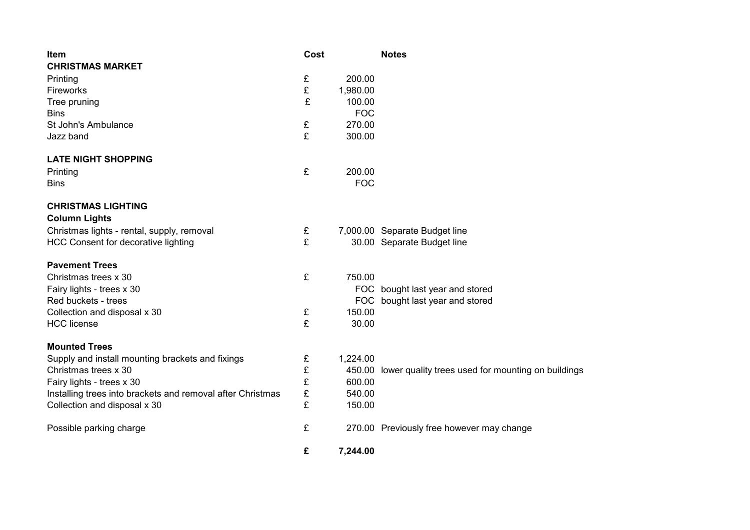| Item | Cost | | Notes |
|---|---|---|---|
| **CHRISTMAS MARKET** | | | |
| Printing | £ | 200.00 | |
| Fireworks | £ | 1,980.00 | |
| Tree pruning | £ | 100.00 | |
| Bins | | FOC | |
| St John's Ambulance | £ | 270.00 | |
| Jazz band | £ | 300.00 | |
| | | | |
| **LATE NIGHT SHOPPING** | | | |
| Printing | £ | 200.00 | |
| Bins | | FOC | |
| | | | |
| **CHRISTMAS LIGHTING** | | | |
| **Column Lights** | | | |
| Christmas lights - rental, supply, removal | £ | 7,000.00 | Separate Budget line |
| HCC Consent for decorative lighting | £ | 30.00 | Separate Budget line |
| | | | |
| **Pavement Trees** | | | |
| Christmas trees x 30 | £ | 750.00 | |
| Fairy lights - trees x 30 | | FOC | bought last year and stored |
| Red buckets - trees | | FOC | bought last year and stored |
| Collection and disposal x 30 | £ | 150.00 | |
| HCC license | £ | 30.00 | |
| | | | |
| **Mounted Trees** | | | |
| Supply and install mounting brackets and fixings | £ | 1,224.00 | |
| Christmas trees x 30 | £ | 450.00 | lower quality trees used for mounting on buildings |
| Fairy lights - trees x 30 | £ | 600.00 | |
| Installing trees into brackets and removal after Christmas | £ | 540.00 | |
| Collection and disposal x 30 | £ | 150.00 | |
| | | | |
| Possible parking charge | £ | 270.00 | Previously free however may change |
| | | | |
| | **£** | **7,244.00** | |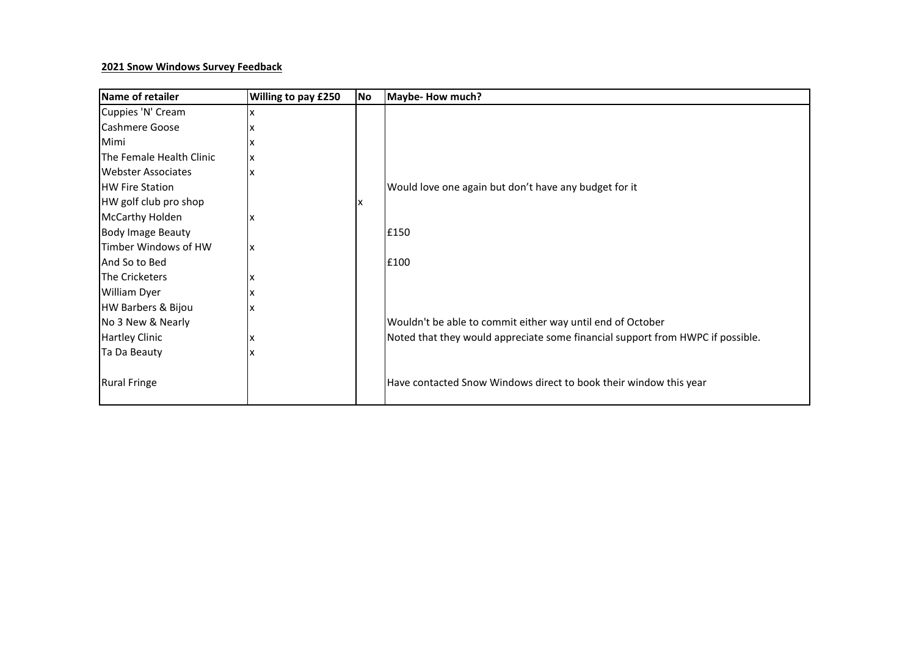**2021 Snow Windows Survey Feedback**

| Name of retailer | Willing to pay £250 | No | Maybe- How much? |
|---|---|---|---|
| Cuppies 'N' Cream | x | | |
| Cashmere Goose | x | | |
| Mimi | x | | |
| The Female Health Clinic | x | | |
| Webster Associates | x | | |
| HW Fire Station | | | Would love one again but don't have any budget for it |
| HW golf club pro shop | | x | |
| McCarthy Holden | x | | |
| Body Image Beauty | | | £150 |
| Timber Windows of HW | x | | |
| And So to Bed | | | £100 |
| The Cricketers | x | | |
| William Dyer | x | | |
| HW Barbers & Bijou | x | | |
| No 3 New & Nearly | | | Wouldn't be able to commit either way until end of October |
| Hartley Clinic | x | | Noted that they would appreciate some financial support from HWPC if possible. |
| Ta Da Beauty | x | | |
| Rural Fringe | | | Have contacted Snow Windows direct to book their window this year |